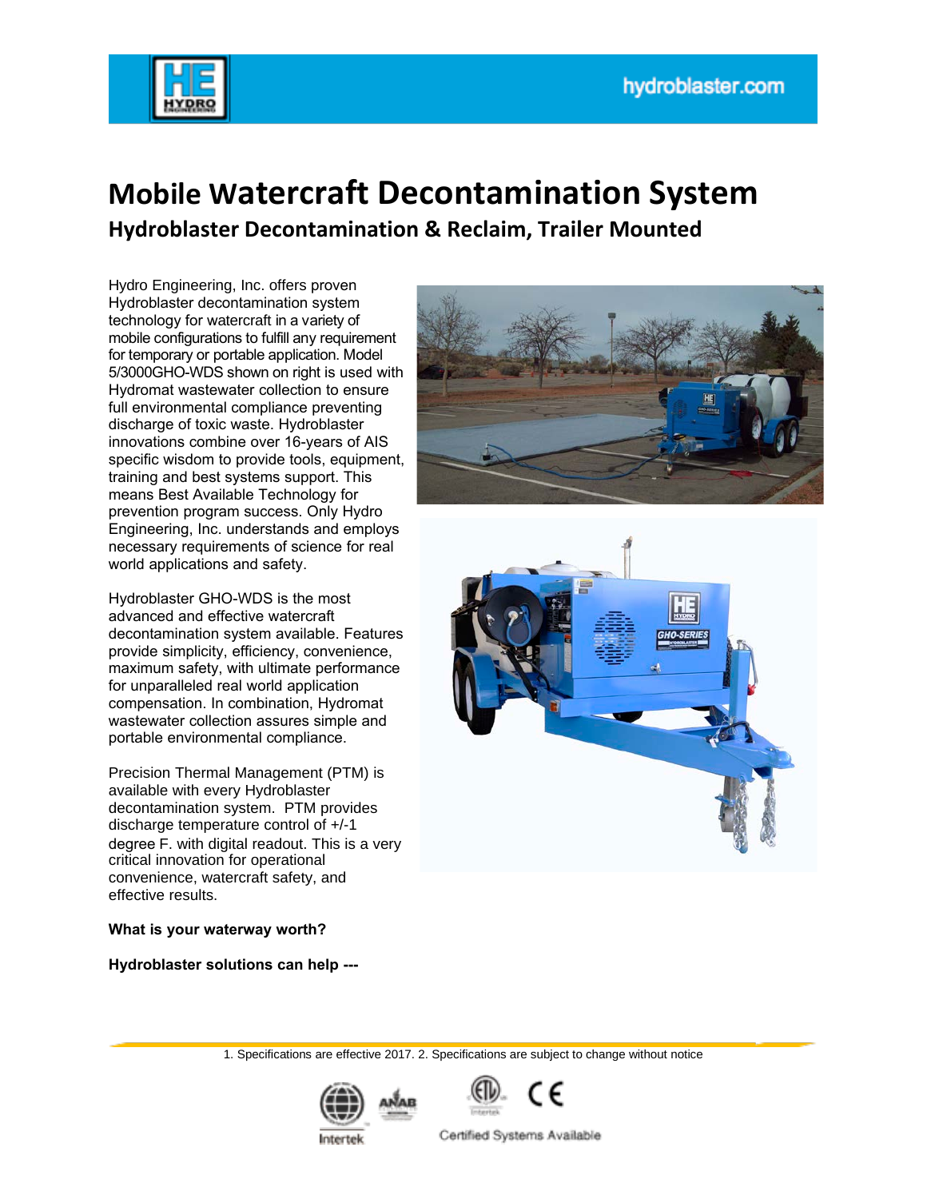# Mobile Watercraft Decontamination System

## Hydroblaster Decontamination & Reclaim, Trailer Mounted

Hydro Engineering, Inc. offers proven Hydroblaster decontamination system technology for watercraft in a variety of mobile configurations to fulfill any requirement for temporary or portable application. Model 5/3000GHO-WDS shown on right is used with Hydromat wastewater collection to ensure full environmental compliance preventing discharge of toxic waste. Hydroblaster innovations combine over 16-years of AIS specific wisdom to provide tools, equipment, training and best systems support. This means Best Available Technology for prevention program success. Only Hydro Engineering, Inc. understands and employs necessary requirements of science for real world applications and safety.

Hydroblaster GHO-WDS is the most advanced and effective watercraft decontamination system available. Features provide simplicity, efficiency, convenience, maximum safety, with ultimate performance for unparalleled real world application compensation. In combination, Hydromat wastewater collection assures simple and portable environmental compliance.

Precision Thermal Management (PTM) is available with every Hydroblaster decontamination system. PTM provides discharge temperature control of +/-1 degree F. with digital readout. This is a very critical innovation for operational convenience, watercraft safety, and effective results.

**What is your waterway worth?**

**Hydroblaster solutions can help ---**

1. Specifications are effective 2017. 2. Specifications are subject to change without notice

Certified Systems Available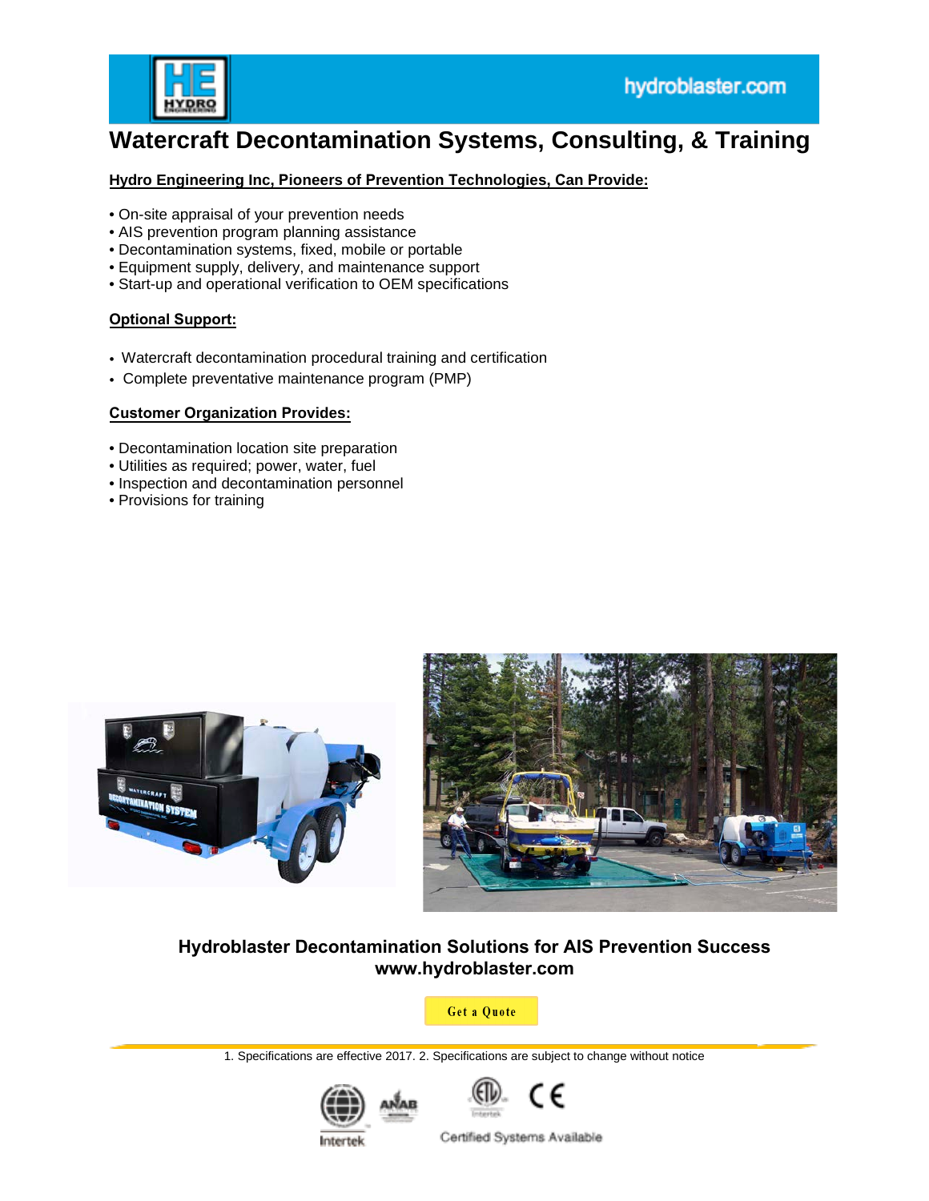# Watercraft Decontamination Systems, Consulting, & Training

**Hydro Engineering Inc, Pioneers of Prevention Technologies, Can Provide:**

- On-site appraisal of your prevention needs
- AIS prevention program planning assistance
- Decontamination systems, fixed, mobile or portable
- Equipment supply, delivery, and maintenance support
- Start-up and operational verification to OEM specifications

**Optional Support:**

- Watercraft decontamination procedural training and certification
- Complete preventative maintenance program (PMP)

**Customer Organization Provides:**

- Decontamination location site preparation
- Utilities as required; power, water, fuel
- Inspection and decontamination personnel
- Provisions for training

**Hydroblaster Decontamination Solutions for AIS Prevention Success**
**www.hydroblaster.com**

Get a Quote

1. Specifications are effective 2017. 2. Specifications are subject to change without notice

Intertek

Certified Systems Available